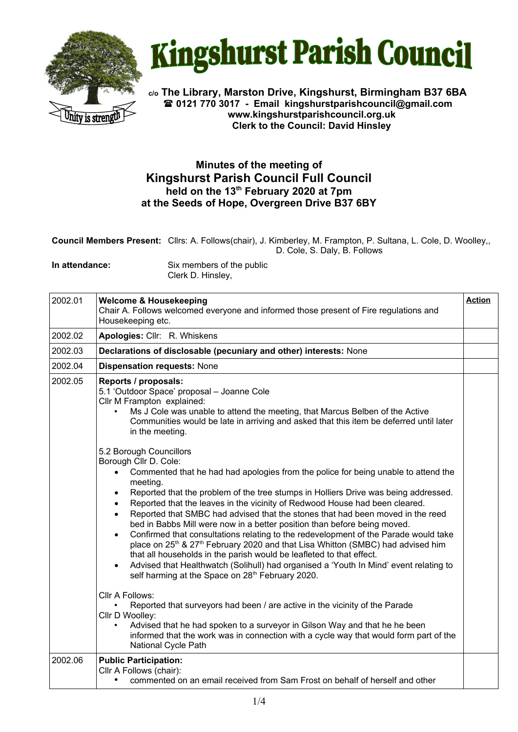# Kingshurst Parish Council

**c/o The Library, Marston Drive, Kingshurst, Birmingham B37 6BA**
**☎ 0121 770 3017 - Email kingshurstparishcouncil@gmail.com**
**www.kingshurstparishcouncil.org.uk**
**Clerk to the Council: David Hinsley**

## Minutes of the meeting of
## Kingshurst Parish Council Full Council
### held on the 13th February 2020 at 7pm
### at the Seeds of Hope, Overgreen Drive B37 6BY

**Council Members Present:** Cllrs: A. Follows(chair), J. Kimberley, M. Frampton, P. Sultana, L. Cole, D. Woolley,, D. Cole, S. Daly, B. Follows

**In attendance:** Six members of the public
Clerk D. Hinsley,

| | | **Action** |
|---|---|---|
| 2002.01 | **Welcome & Housekeeping**<br>Chair A. Follows welcomed everyone and informed those present of Fire regulations and Housekeeping etc. | |
| 2002.02 | **Apologies:** Cllr: R. Whiskens | |
| 2002.03 | **Declarations of disclosable (pecuniary and other) interests:** None | |
| 2002.04 | **Dispensation requests:** None | |
| 2002.05 | **Reports / proposals:**<br>5.1 'Outdoor Space' proposal – Joanne Cole<br>Cllr M Frampton explained:<br>• Ms J Cole was unable to attend the meeting, that Marcus Belben of the Active Communities would be late in arriving and asked that this item be deferred until later in the meeting.<br><br>5.2 Borough Councillors<br>Borough Cllr D. Cole:<br>• Commented that he had had apologies from the police for being unable to attend the meeting.<br>• Reported that the problem of the tree stumps in Holliers Drive was being addressed.<br>• Reported that the leaves in the vicinity of Redwood House had been cleared.<br>• Reported that SMBC had advised that the stones that had been moved in the reed bed in Babbs Mill were now in a better position than before being moved.<br>• Confirmed that consultations relating to the redevelopment of the Parade would take place on 25th & 27th February 2020 and that Lisa Whitton (SMBC) had advised him that all households in the parish would be leafleted to that effect.<br>• Advised that Healthwatch (Solihull) had organised a 'Youth In Mind' event relating to self harming at the Space on 28th February 2020.<br><br>Cllr A Follows:<br>• Reported that surveyors had been / are active in the vicinity of the Parade<br>Cllr D Woolley:<br>• Advised that he had spoken to a surveyor in Gilson Way and that he he been informed that the work was in connection with a cycle way that would form part of the National Cycle Path | |
| 2002.06 | **Public Participation:**<br>Cllr A Follows (chair):<br>• commented on an email received from Sam Frost on behalf of herself and other | |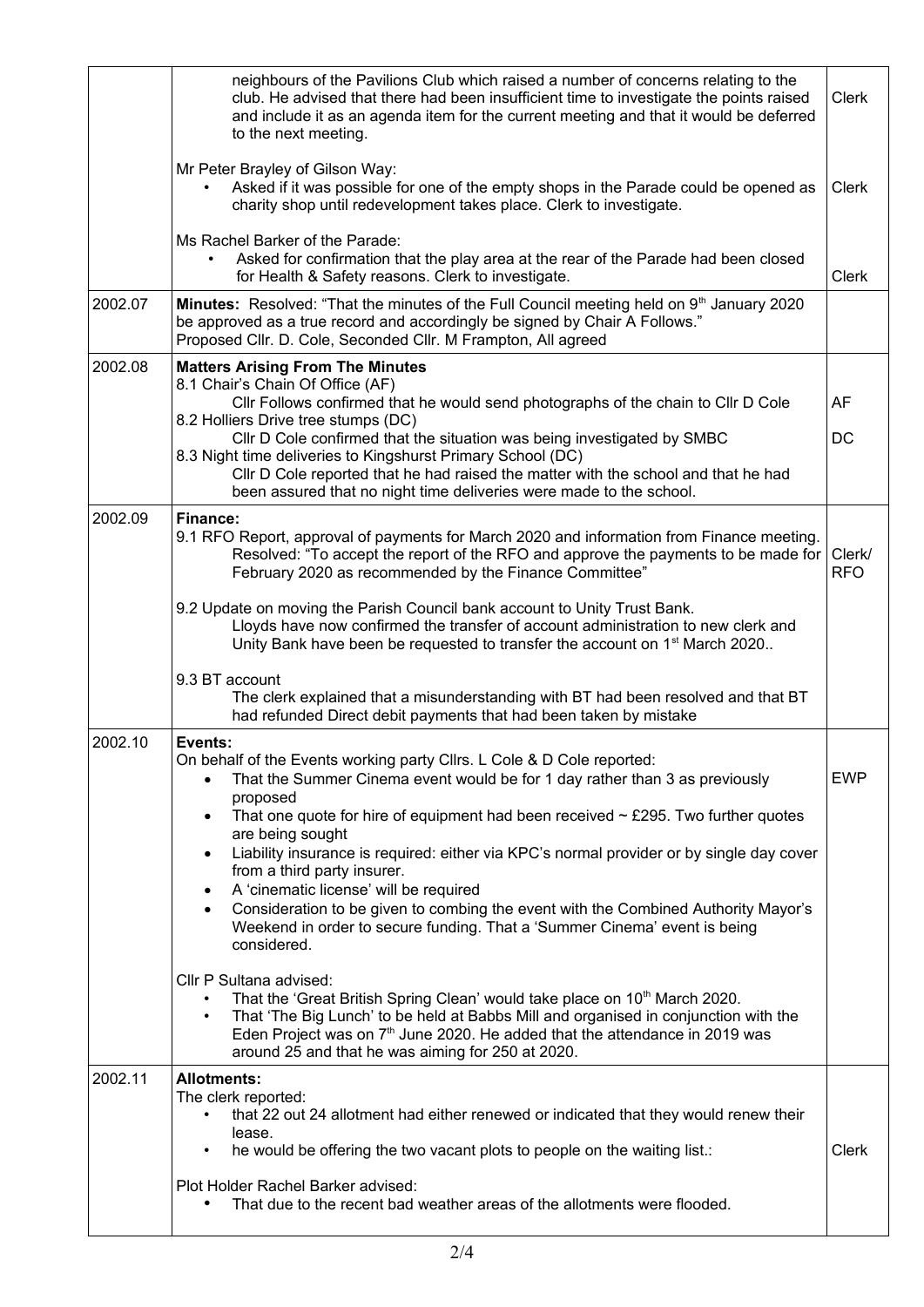| | | |
|---|---|---|
| | neighbours of the Pavilions Club which raised a number of concerns relating to the club. He advised that there had been insufficient time to investigate the points raised and include it as an agenda item for the current meeting and that it would be deferred to the next meeting.<br><br>Mr Peter Brayley of Gilson Way:<br>• Asked if it was possible for one of the empty shops in the Parade could be opened as charity shop until redevelopment takes place. Clerk to investigate.<br><br>Ms Rachel Barker of the Parade:<br>• Asked for confirmation that the play area at the rear of the Parade had been closed for Health & Safety reasons. Clerk to investigate. | Clerk<br><br>Clerk<br><br>Clerk |
| 2002.07 | **Minutes:** Resolved: "That the minutes of the Full Council meeting held on 9th January 2020 be approved as a true record and accordingly be signed by Chair A Follows."<br>Proposed Cllr. D. Cole, Seconded Cllr. M Frampton, All agreed | |
| 2002.08 | **Matters Arising From The Minutes**<br>8.1 Chair's Chain Of Office (AF)<br>Cllr Follows confirmed that he would send photographs of the chain to Cllr D Cole<br>8.2 Holliers Drive tree stumps (DC)<br>Cllr D Cole confirmed that the situation was being investigated by SMBC<br>8.3 Night time deliveries to Kingshurst Primary School (DC)<br>Cllr D Cole reported that he had raised the matter with the school and that he had been assured that no night time deliveries were made to the school. | AF<br><br>DC |
| 2002.09 | **Finance:**<br>9.1 RFO Report, approval of payments for March 2020 and information from Finance meeting.<br>Resolved: "To accept the report of the RFO and approve the payments to be made for February 2020 as recommended by the Finance Committee"<br><br>9.2 Update on moving the Parish Council bank account to Unity Trust Bank.<br>Lloyds have now confirmed the transfer of account administration to new clerk and Unity Bank have been be requested to transfer the account on 1st March 2020..<br><br>9.3 BT account<br>The clerk explained that a misunderstanding with BT had been resolved and that BT had refunded Direct debit payments that had been taken by mistake | Clerk/ RFO |
| 2002.10 | **Events:**<br>On behalf of the Events working party Cllrs. L Cole & D Cole reported:<br>• That the Summer Cinema event would be for 1 day rather than 3 as previously proposed<br>• That one quote for hire of equipment had been received ~ £295. Two further quotes are being sought<br>• Liability insurance is required: either via KPC's normal provider or by single day cover from a third party insurer.<br>• A 'cinematic license' will be required<br>• Consideration to be given to combing the event with the Combined Authority Mayor's Weekend in order to secure funding. That a 'Summer Cinema' event is being considered.<br><br>Cllr P Sultana advised:<br>• That the 'Great British Spring Clean' would take place on 10th March 2020.<br>• That 'The Big Lunch' to be held at Babbs Mill and organised in conjunction with the Eden Project was on 7th June 2020. He added that the attendance in 2019 was around 25 and that he was aiming for 250 at 2020. | EWP |
| 2002.11 | **Allotments:**<br>The clerk reported:<br>• that 22 out 24 allotment had either renewed or indicated that they would renew their lease.<br>• he would be offering the two vacant plots to people on the waiting list.:<br><br>Plot Holder Rachel Barker advised:<br>• That due to the recent bad weather areas of the allotments were flooded. | Clerk |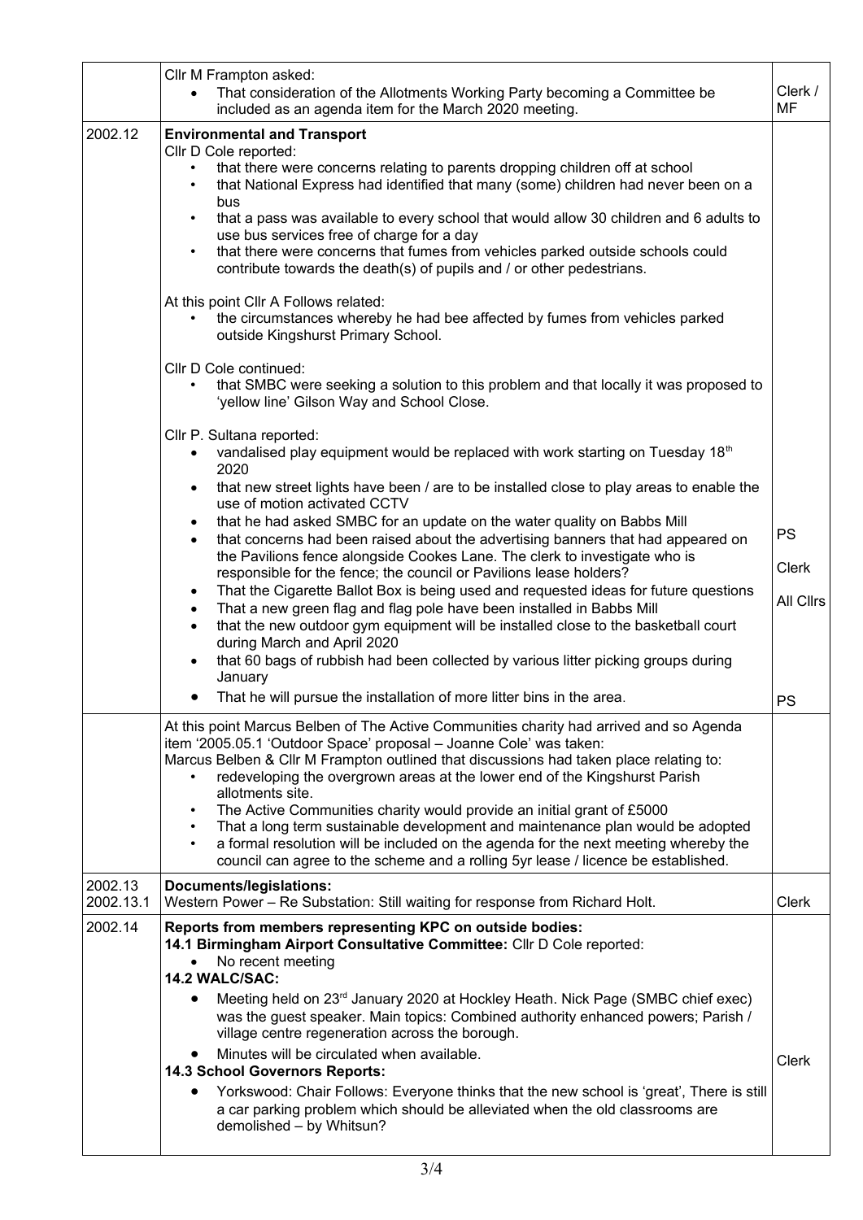| | | |
|---|---|---|
| | Cllr M Frampton asked:<br>• That consideration of the Allotments Working Party becoming a Committee be included as an agenda item for the March 2020 meeting. | Clerk / MF |
| 2002.12 | **Environmental and Transport**<br>Cllr D Cole reported:<br>• that there were concerns relating to parents dropping children off at school<br>• that National Express had identified that many (some) children had never been on a bus<br>• that a pass was available to every school that would allow 30 children and 6 adults to use bus services free of charge for a day<br>• that there were concerns that fumes from vehicles parked outside schools could contribute towards the death(s) of pupils and / or other pedestrians.<br><br>At this point Cllr A Follows related:<br>• the circumstances whereby he had bee affected by fumes from vehicles parked outside Kingshurst Primary School.<br><br>Cllr D Cole continued:<br>• that SMBC were seeking a solution to this problem and that locally it was proposed to 'yellow line' Gilson Way and School Close.<br><br>Cllr P. Sultana reported:<br>• vandalised play equipment would be replaced with work starting on Tuesday 18th 2020<br>• that new street lights have been / are to be installed close to play areas to enable the use of motion activated CCTV<br>• that he had asked SMBC for an update on the water quality on Babbs Mill<br>• that concerns had been raised about the advertising banners that had appeared on the Pavilions fence alongside Cookes Lane. The clerk to investigate who is responsible for the fence; the council or Pavilions lease holders?<br>• That the Cigarette Ballot Box is being used and requested ideas for future questions<br>• That a new green flag and flag pole have been installed in Babbs Mill<br>• that the new outdoor gym equipment will be installed close to the basketball court during March and April 2020<br>• that 60 bags of rubbish had been collected by various litter picking groups during January<br>• That he will pursue the installation of more litter bins in the area. | PS<br><br>Clerk<br><br>All Cllrs<br><br>PS |
| | At this point Marcus Belben of The Active Communities charity had arrived and so Agenda item '2005.05.1 'Outdoor Space' proposal – Joanne Cole' was taken:<br>Marcus Belben & Cllr M Frampton outlined that discussions had taken place relating to:<br>• redeveloping the overgrown areas at the lower end of the Kingshurst Parish allotments site.<br>• The Active Communities charity would provide an initial grant of £5000<br>• That a long term sustainable development and maintenance plan would be adopted<br>• a formal resolution will be included on the agenda for the next meeting whereby the council can agree to the scheme and a rolling 5yr lease / licence be established. | |
| 2002.13<br>2002.13.1 | **Documents/legislations:**<br>Western Power – Re Substation: Still waiting for response from Richard Holt. | Clerk |
| 2002.14 | **Reports from members representing KPC on outside bodies:**<br>**14.1 Birmingham Airport Consultative Committee:** Cllr D Cole reported:<br>• No recent meeting<br>**14.2 WALC/SAC:**<br>• Meeting held on 23rd January 2020 at Hockley Heath. Nick Page (SMBC chief exec) was the guest speaker. Main topics: Combined authority enhanced powers; Parish / village centre regeneration across the borough.<br>• Minutes will be circulated when available.<br>**14.3 School Governors Reports:**<br>• Yorkswood: Chair Follows: Everyone thinks that the new school is 'great', There is still a car parking problem which should be alleviated when the old classrooms are demolished – by Whitsun? | Clerk |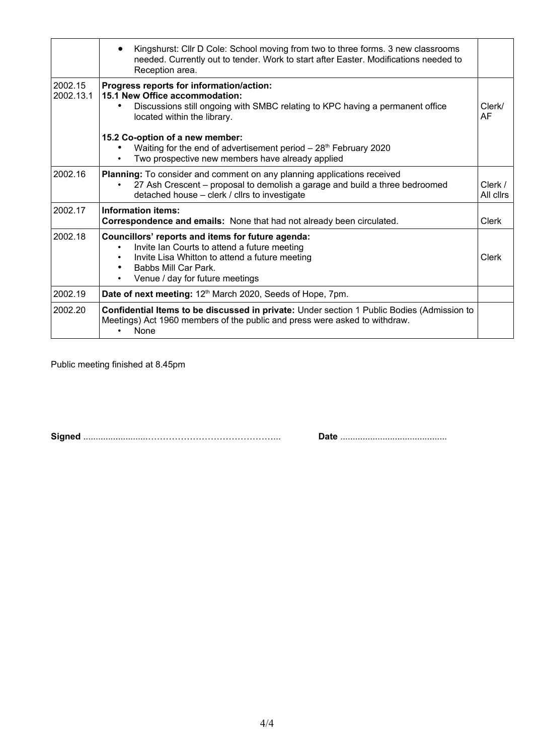| | | |
|---|---|---|
| | • Kingshurst: Cllr D Cole: School moving from two to three forms. 3 new classrooms needed. Currently out to tender. Work to start after Easter. Modifications needed to Reception area. | |
| 2002.15 2002.13.1 | **Progress reports for information/action:** **15.1 New Office accommodation:** • Discussions still ongoing with SMBC relating to KPC having a permanent office located within the library. **15.2 Co-option of a new member:** • Waiting for the end of advertisement period – 28th February 2020 • Two prospective new members have already applied | Clerk/ AF |
| 2002.16 | **Planning:** To consider and comment on any planning applications received • 27 Ash Crescent – proposal to demolish a garage and build a three bedroomed detached house – clerk / cllrs to investigate | Clerk / All cllrs |
| 2002.17 | **Information items:** **Correspondence and emails:** None that had not already been circulated. | Clerk |
| 2002.18 | **Councillors' reports and items for future agenda:** • Invite Ian Courts to attend a future meeting • Invite Lisa Whitton to attend a future meeting • Babbs Mill Car Park. • Venue / day for future meetings | Clerk |
| 2002.19 | **Date of next meeting:** 12th March 2020, Seeds of Hope, 7pm. | |
| 2002.20 | **Confidential Items to be discussed in private:** Under section 1 Public Bodies (Admission to Meetings) Act 1960 members of the public and press were asked to withdraw. • None | |

Public meeting finished at 8.45pm

**Signed** ..........................…………………………………... **Date** ...........................................